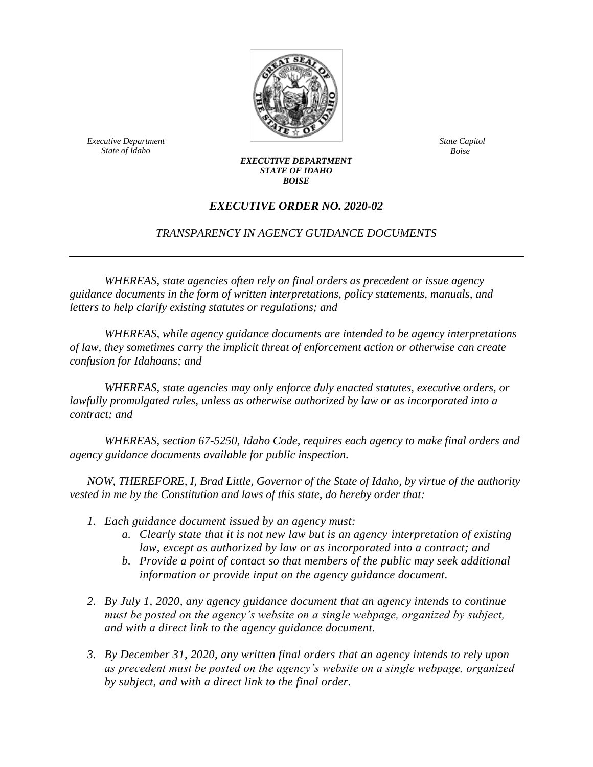*Executive Department*
*State of Idaho*

*State Capitol*
*Boise*

***EXECUTIVE DEPARTMENT***
***STATE OF IDAHO***
***BOISE***

# *EXECUTIVE ORDER NO. 2020-02*

## *TRANSPARENCY IN AGENCY GUIDANCE DOCUMENTS*

---

*WHEREAS, state agencies often rely on final orders as precedent or issue agency guidance documents in the form of written interpretations, policy statements, manuals, and letters to help clarify existing statutes or regulations; and*

*WHEREAS, while agency guidance documents are intended to be agency interpretations of law, they sometimes carry the implicit threat of enforcement action or otherwise can create confusion for Idahoans; and*

*WHEREAS, state agencies may only enforce duly enacted statutes, executive orders, or lawfully promulgated rules, unless as otherwise authorized by law or as incorporated into a contract; and*

*WHEREAS, section 67-5250, Idaho Code, requires each agency to make final orders and agency guidance documents available for public inspection.*

*NOW, THEREFORE, I, Brad Little, Governor of the State of Idaho, by virtue of the authority vested in me by the Constitution and laws of this state, do hereby order that:*

1. *Each guidance document issued by an agency must:*
   a. *Clearly state that it is not new law but is an agency interpretation of existing law, except as authorized by law or as incorporated into a contract; and*
   b. *Provide a point of contact so that members of the public may seek additional information or provide input on the agency guidance document.*

2. *By July 1, 2020, any agency guidance document that an agency intends to continue must be posted on the agency's website on a single webpage, organized by subject, and with a direct link to the agency guidance document.*

3. *By December 31, 2020, any written final orders that an agency intends to rely upon as precedent must be posted on the agency's website on a single webpage, organized by subject, and with a direct link to the final order.*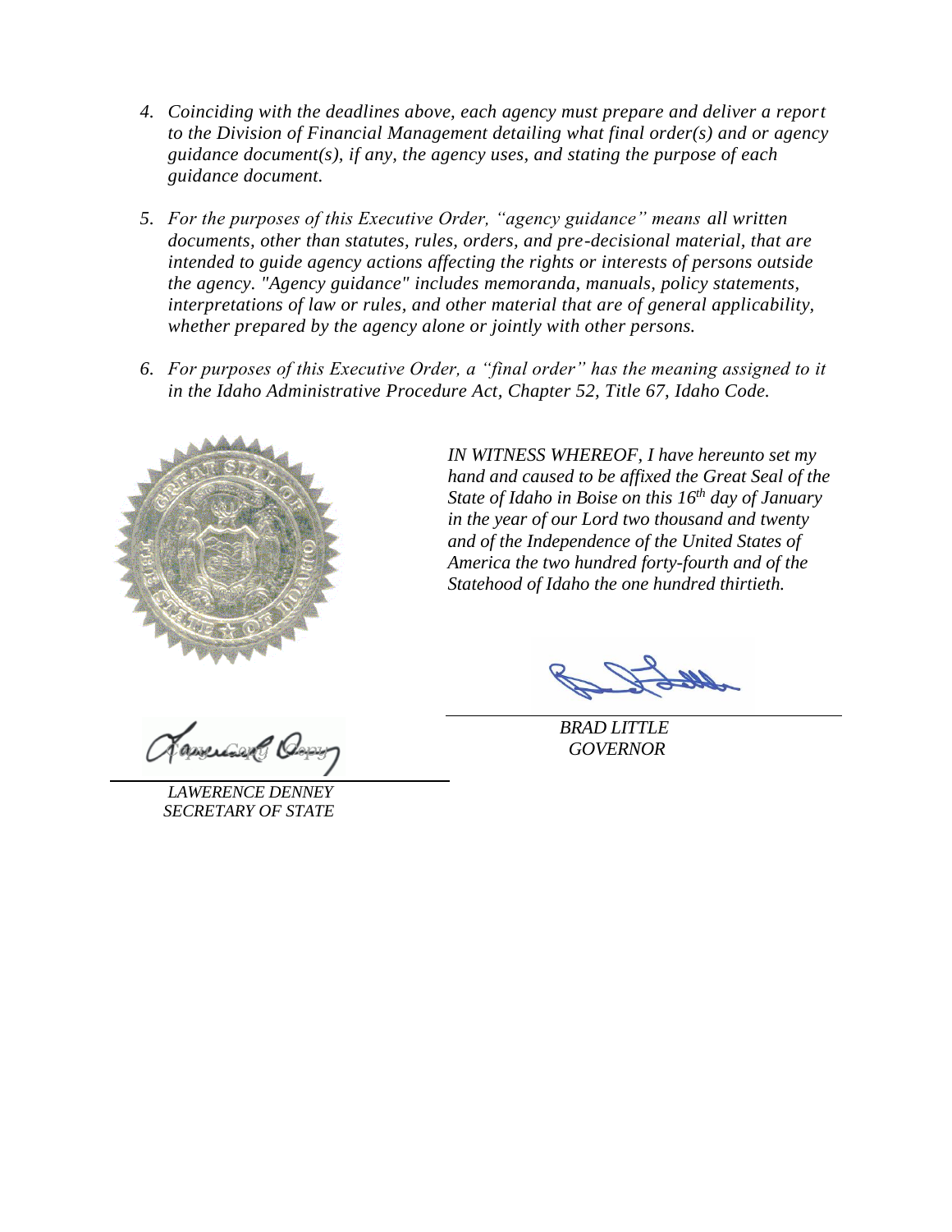4. *Coinciding with the deadlines above, each agency must prepare and deliver a report to the Division of Financial Management detailing what final order(s) and or agency guidance document(s), if any, the agency uses, and stating the purpose of each guidance document.*

5. *For the purposes of this Executive Order, "agency guidance" means all written documents, other than statutes, rules, orders, and pre-decisional material, that are intended to guide agency actions affecting the rights or interests of persons outside the agency. "Agency guidance" includes memoranda, manuals, policy statements, interpretations of law or rules, and other material that are of general applicability, whether prepared by the agency alone or jointly with other persons.*

6. *For purposes of this Executive Order, a "final order" has the meaning assigned to it in the Idaho Administrative Procedure Act, Chapter 52, Title 67, Idaho Code.*

*IN WITNESS WHEREOF, I have hereunto set my hand and caused to be affixed the Great Seal of the State of Idaho in Boise on this 16th day of January in the year of our Lord two thousand and twenty and of the Independence of the United States of America the two hundred forty-fourth and of the Statehood of Idaho the one hundred thirtieth.*

*BRAD LITTLE*
*GOVERNOR*

*LAWERENCE DENNEY*
*SECRETARY OF STATE*